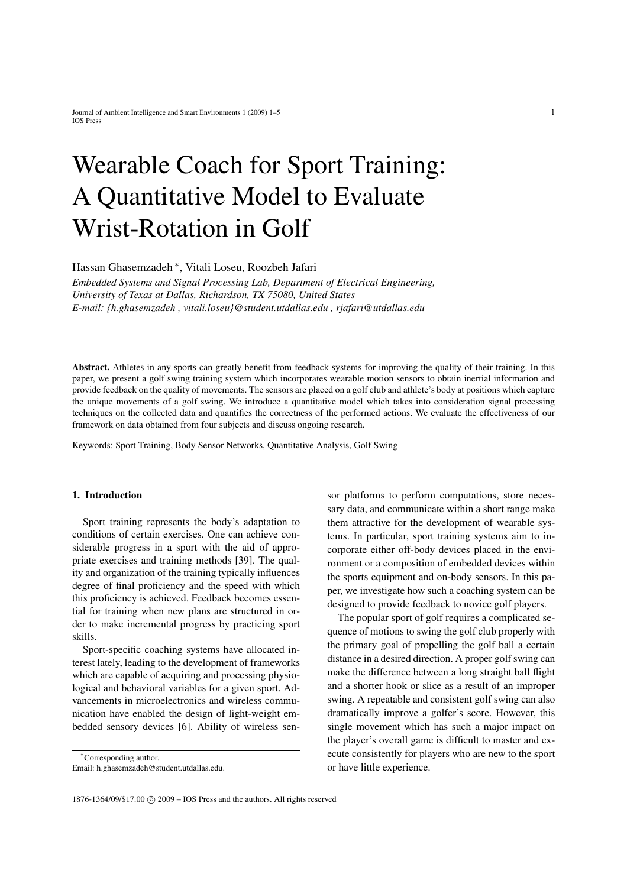# Wearable Coach for Sport Training: A Quantitative Model to Evaluate Wrist-Rotation in Golf

Hassan Ghasemzadeh *, Vitali Loseu, Roozbeh Jafari

*Embedded Systems and Signal Processing Lab, Department of Electrical Engineering, University of Texas at Dallas, Richardson, TX 75080, United States*
*E-mail: {h.ghasemzadeh , vitali.loseu}@student.utdallas.edu , rjafari@utdallas.edu*

**Abstract.** Athletes in any sports can greatly benefit from feedback systems for improving the quality of their training. In this paper, we present a golf swing training system which incorporates wearable motion sensors to obtain inertial information and provide feedback on the quality of movements. The sensors are placed on a golf club and athlete's body at positions which capture the unique movements of a golf swing. We introduce a quantitative model which takes into consideration signal processing techniques on the collected data and quantifies the correctness of the performed actions. We evaluate the effectiveness of our framework on data obtained from four subjects and discuss ongoing research.

Keywords: Sport Training, Body Sensor Networks, Quantitative Analysis, Golf Swing

## 1. Introduction

Sport training represents the body's adaptation to conditions of certain exercises. One can achieve considerable progress in a sport with the aid of appropriate exercises and training methods [39]. The quality and organization of the training typically influences degree of final proficiency and the speed with which this proficiency is achieved. Feedback becomes essential for training when new plans are structured in order to make incremental progress by practicing sport skills.

Sport-specific coaching systems have allocated interest lately, leading to the development of frameworks which are capable of acquiring and processing physiological and behavioral variables for a given sport. Advancements in microelectronics and wireless communication have enabled the design of light-weight embedded sensory devices [6]. Ability of wireless sensor platforms to perform computations, store necessary data, and communicate within a short range make them attractive for the development of wearable systems. In particular, sport training systems aim to incorporate either off-body devices placed in the environment or a composition of embedded devices within the sports equipment and on-body sensors. In this paper, we investigate how such a coaching system can be designed to provide feedback to novice golf players.

The popular sport of golf requires a complicated sequence of motions to swing the golf club properly with the primary goal of propelling the golf ball a certain distance in a desired direction. A proper golf swing can make the difference between a long straight ball flight and a shorter hook or slice as a result of an improper swing. A repeatable and consistent golf swing can also dramatically improve a golfer's score. However, this single movement which has such a major impact on the player's overall game is difficult to master and execute consistently for players who are new to the sport or have little experience.

*Corresponding author.
Email: h.ghasemzadeh@student.utdallas.edu.

1876-1364/09/$17.00 © 2009 – IOS Press and the authors. All rights reserved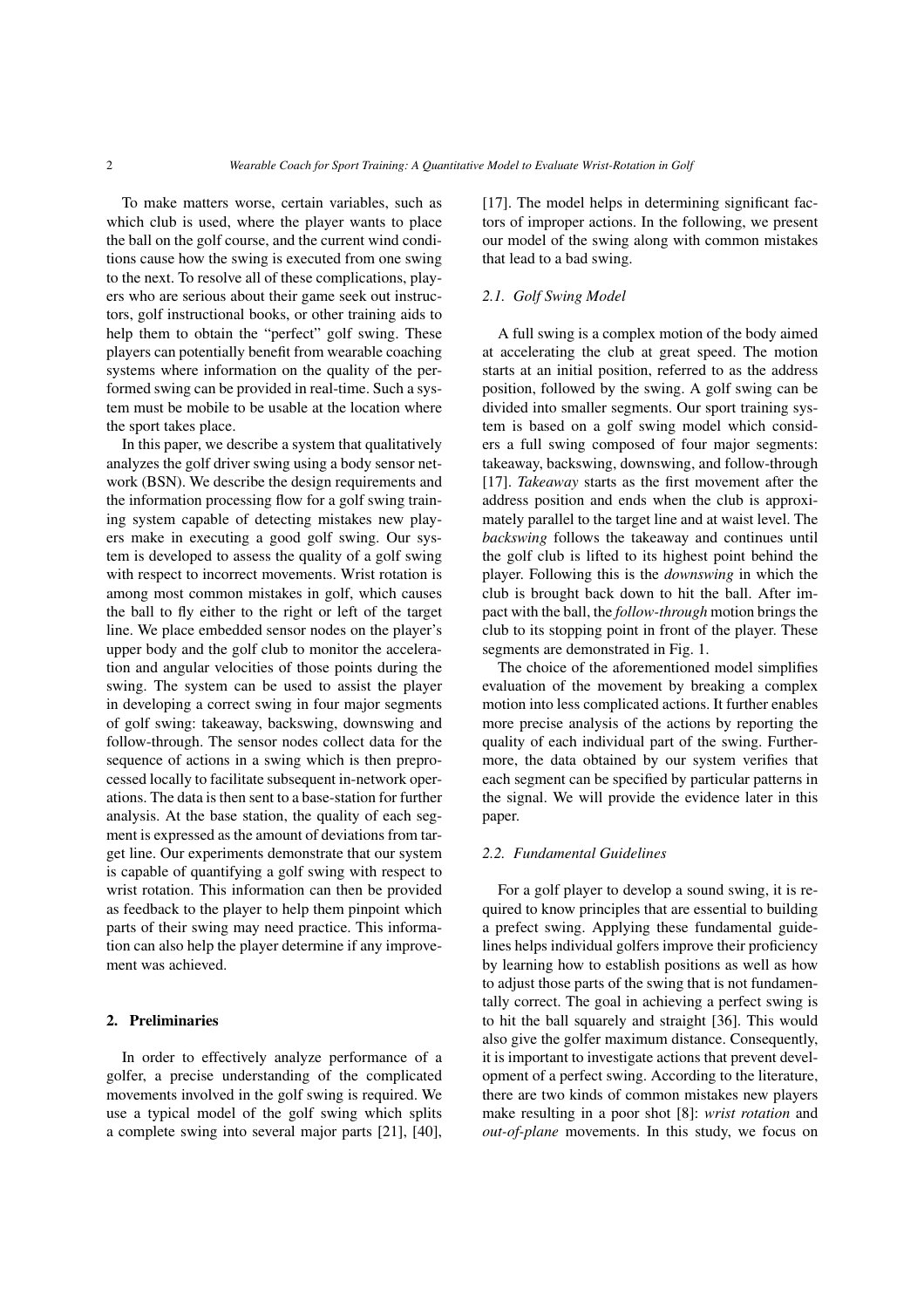To make matters worse, certain variables, such as which club is used, where the player wants to place the ball on the golf course, and the current wind conditions cause how the swing is executed from one swing to the next. To resolve all of these complications, players who are serious about their game seek out instructors, golf instructional books, or other training aids to help them to obtain the "perfect" golf swing. These players can potentially benefit from wearable coaching systems where information on the quality of the performed swing can be provided in real-time. Such a system must be mobile to be usable at the location where the sport takes place.

In this paper, we describe a system that qualitatively analyzes the golf driver swing using a body sensor network (BSN). We describe the design requirements and the information processing flow for a golf swing training system capable of detecting mistakes new players make in executing a good golf swing. Our system is developed to assess the quality of a golf swing with respect to incorrect movements. Wrist rotation is among most common mistakes in golf, which causes the ball to fly either to the right or left of the target line. We place embedded sensor nodes on the player's upper body and the golf club to monitor the acceleration and angular velocities of those points during the swing. The system can be used to assist the player in developing a correct swing in four major segments of golf swing: takeaway, backswing, downswing and follow-through. The sensor nodes collect data for the sequence of actions in a swing which is then preprocessed locally to facilitate subsequent in-network operations. The data is then sent to a base-station for further analysis. At the base station, the quality of each segment is expressed as the amount of deviations from target line. Our experiments demonstrate that our system is capable of quantifying a golf swing with respect to wrist rotation. This information can then be provided as feedback to the player to help them pinpoint which parts of their swing may need practice. This information can also help the player determine if any improvement was achieved.

## 2. Preliminaries

In order to effectively analyze performance of a golfer, a precise understanding of the complicated movements involved in the golf swing is required. We use a typical model of the golf swing which splits a complete swing into several major parts [21], [40], [17]. The model helps in determining significant factors of improper actions. In the following, we present our model of the swing along with common mistakes that lead to a bad swing.

### 2.1. Golf Swing Model

A full swing is a complex motion of the body aimed at accelerating the club at great speed. The motion starts at an initial position, referred to as the address position, followed by the swing. A golf swing can be divided into smaller segments. Our sport training system is based on a golf swing model which considers a full swing composed of four major segments: takeaway, backswing, downswing, and follow-through [17]. *Takeaway* starts as the first movement after the address position and ends when the club is approximately parallel to the target line and at waist level. The *backswing* follows the takeaway and continues until the golf club is lifted to its highest point behind the player. Following this is the *downswing* in which the club is brought back down to hit the ball. After impact with the ball, the *follow-through* motion brings the club to its stopping point in front of the player. These segments are demonstrated in Fig. 1.

The choice of the aforementioned model simplifies evaluation of the movement by breaking a complex motion into less complicated actions. It further enables more precise analysis of the actions by reporting the quality of each individual part of the swing. Furthermore, the data obtained by our system verifies that each segment can be specified by particular patterns in the signal. We will provide the evidence later in this paper.

### 2.2. Fundamental Guidelines

For a golf player to develop a sound swing, it is required to know principles that are essential to building a prefect swing. Applying these fundamental guidelines helps individual golfers improve their proficiency by learning how to establish positions as well as how to adjust those parts of the swing that is not fundamentally correct. The goal in achieving a perfect swing is to hit the ball squarely and straight [36]. This would also give the golfer maximum distance. Consequently, it is important to investigate actions that prevent development of a perfect swing. According to the literature, there are two kinds of common mistakes new players make resulting in a poor shot [8]: *wrist rotation* and *out-of-plane* movements. In this study, we focus on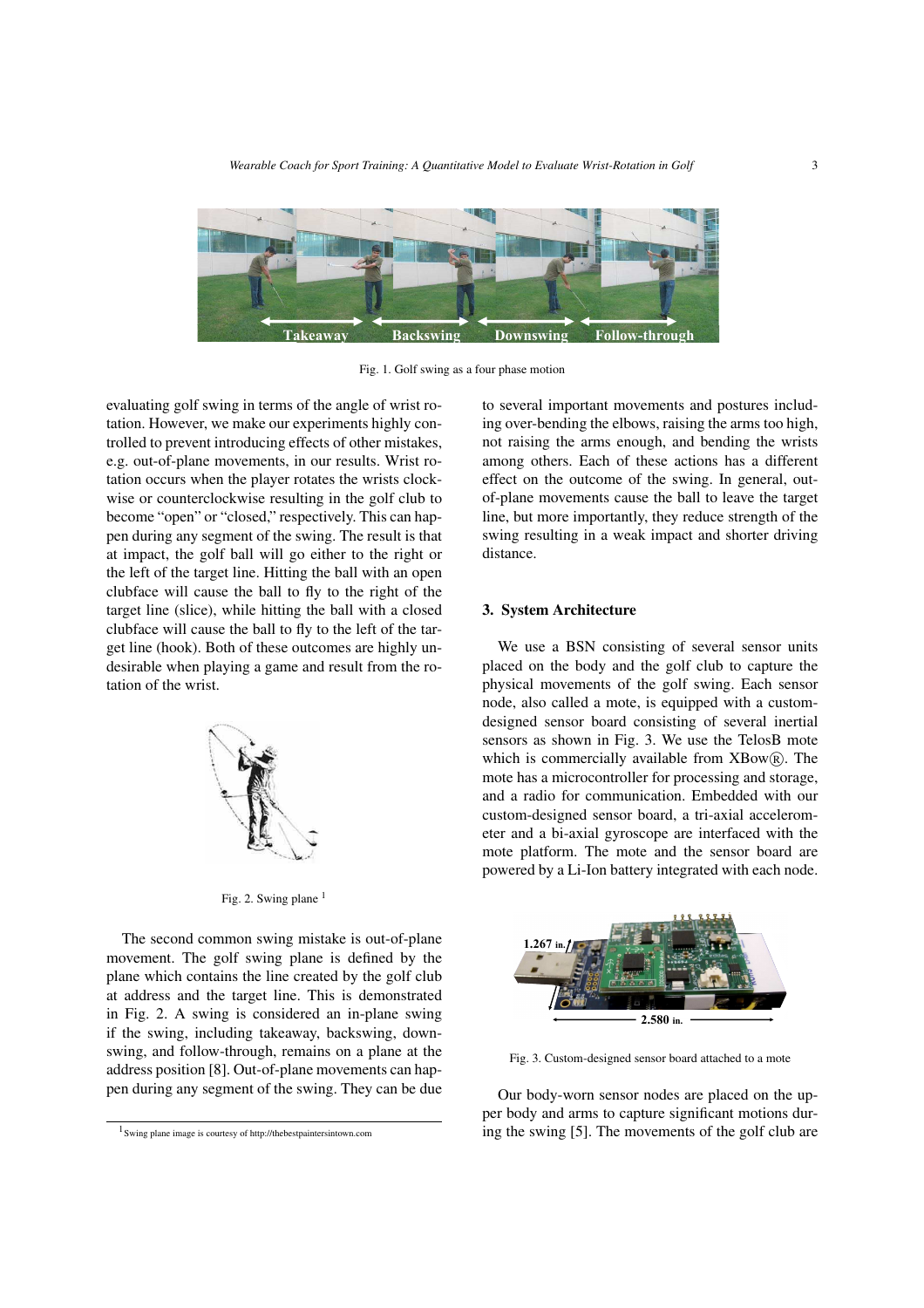Fig. 1. Golf swing as a four phase motion

evaluating golf swing in terms of the angle of wrist rotation. However, we make our experiments highly controlled to prevent introducing effects of other mistakes, e.g. out-of-plane movements, in our results. Wrist rotation occurs when the player rotates the wrists clockwise or counterclockwise resulting in the golf club to become "open" or "closed," respectively. This can happen during any segment of the swing. The result is that at impact, the golf ball will go either to the right or the left of the target line. Hitting the ball with an open clubface will cause the ball to fly to the right of the target line (slice), while hitting the ball with a closed clubface will cause the ball to fly to the left of the target line (hook). Both of these outcomes are highly undesirable when playing a game and result from the rotation of the wrist.

Fig. 2. Swing plane [1]

The second common swing mistake is out-of-plane movement. The golf swing plane is defined by the plane which contains the line created by the golf club at address and the target line. This is demonstrated in Fig. 2. A swing is considered an in-plane swing if the swing, including takeaway, backswing, downswing, and follow-through, remains on a plane at the address position [8]. Out-of-plane movements can happen during any segment of the swing. They can be due to several important movements and postures including over-bending the elbows, raising the arms too high, not raising the arms enough, and bending the wrists among others. Each of these actions has a different effect on the outcome of the swing. In general, out-of-plane movements cause the ball to leave the target line, but more importantly, they reduce strength of the swing resulting in a weak impact and shorter driving distance.

## 3. System Architecture

We use a BSN consisting of several sensor units placed on the body and the golf club to capture the physical movements of the golf swing. Each sensor node, also called a mote, is equipped with a custom-designed sensor board consisting of several inertial sensors as shown in Fig. 3. We use the TelosB mote which is commercially available from XBow®. The mote has a microcontroller for processing and storage, and a radio for communication. Embedded with our custom-designed sensor board, a tri-axial accelerometer and a bi-axial gyroscope are interfaced with the mote platform. The mote and the sensor board are powered by a Li-Ion battery integrated with each node.

Fig. 3. Custom-designed sensor board attached to a mote

Our body-worn sensor nodes are placed on the upper body and arms to capture significant motions during the swing [5]. The movements of the golf club are

[1] Swing plane image is courtesy of http://thebestpaintersintown.com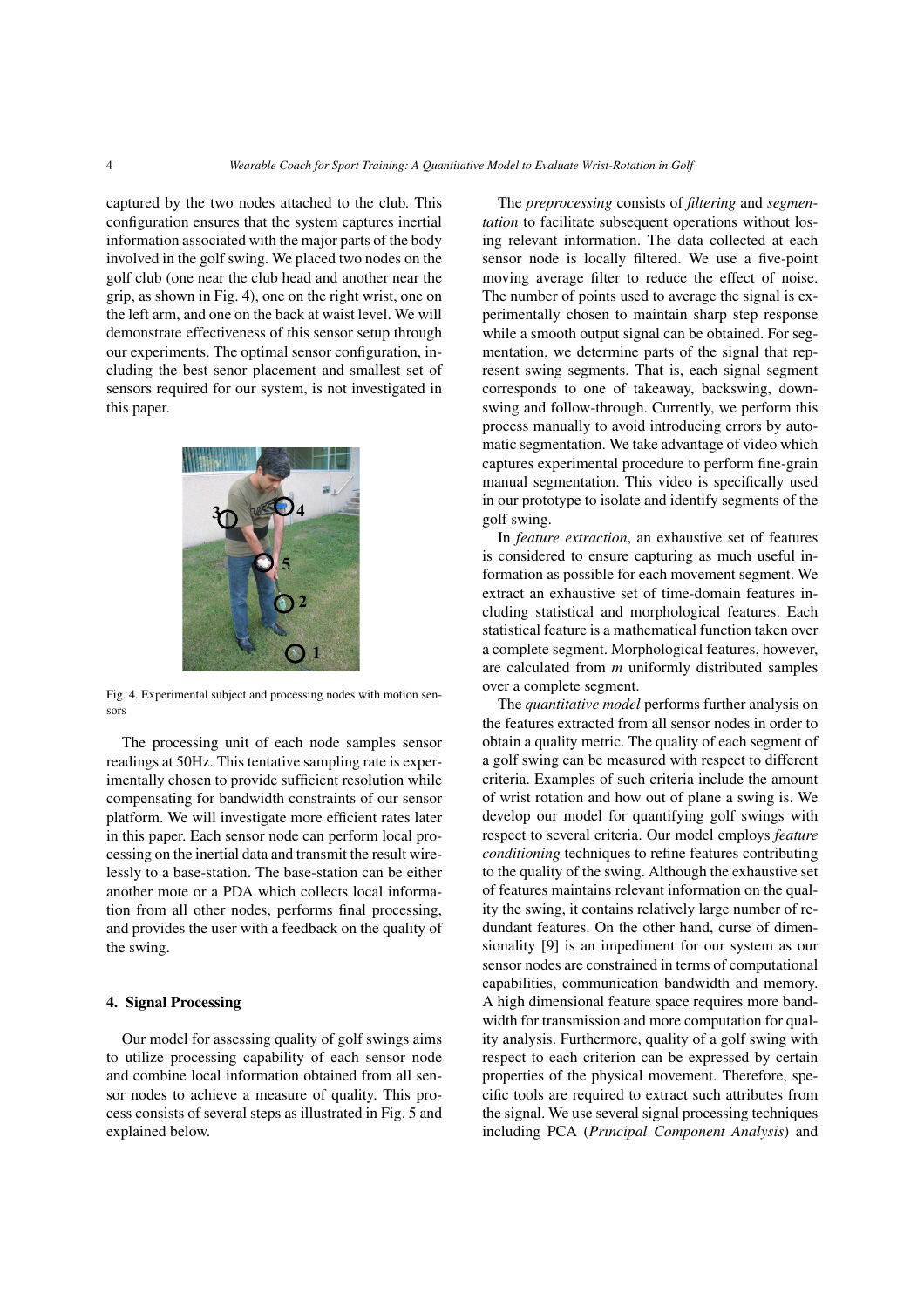captured by the two nodes attached to the club. This configuration ensures that the system captures inertial information associated with the major parts of the body involved in the golf swing. We placed two nodes on the golf club (one near the club head and another near the grip, as shown in Fig. 4), one on the right wrist, one on the left arm, and one on the back at waist level. We will demonstrate effectiveness of this sensor setup through our experiments. The optimal sensor configuration, including the best senor placement and smallest set of sensors required for our system, is not investigated in this paper.

Fig. 4. Experimental subject and processing nodes with motion sensors

The processing unit of each node samples sensor readings at 50Hz. This tentative sampling rate is experimentally chosen to provide sufficient resolution while compensating for bandwidth constraints of our sensor platform. We will investigate more efficient rates later in this paper. Each sensor node can perform local processing on the inertial data and transmit the result wirelessly to a base-station. The base-station can be either another mote or a PDA which collects local information from all other nodes, performs final processing, and provides the user with a feedback on the quality of the swing.

## 4. Signal Processing

Our model for assessing quality of golf swings aims to utilize processing capability of each sensor node and combine local information obtained from all sensor nodes to achieve a measure of quality. This process consists of several steps as illustrated in Fig. 5 and explained below.

The *preprocessing* consists of *filtering* and *segmentation* to facilitate subsequent operations without losing relevant information. The data collected at each sensor node is locally filtered. We use a five-point moving average filter to reduce the effect of noise. The number of points used to average the signal is experimentally chosen to maintain sharp step response while a smooth output signal can be obtained. For segmentation, we determine parts of the signal that represent swing segments. That is, each signal segment corresponds to one of takeaway, backswing, downswing and follow-through. Currently, we perform this process manually to avoid introducing errors by automatic segmentation. We take advantage of video which captures experimental procedure to perform fine-grain manual segmentation. This video is specifically used in our prototype to isolate and identify segments of the golf swing.

In *feature extraction*, an exhaustive set of features is considered to ensure capturing as much useful information as possible for each movement segment. We extract an exhaustive set of time-domain features including statistical and morphological features. Each statistical feature is a mathematical function taken over a complete segment. Morphological features, however, are calculated from $m$ uniformly distributed samples over a complete segment.

The *quantitative model* performs further analysis on the features extracted from all sensor nodes in order to obtain a quality metric. The quality of each segment of a golf swing can be measured with respect to different criteria. Examples of such criteria include the amount of wrist rotation and how out of plane a swing is. We develop our model for quantifying golf swings with respect to several criteria. Our model employs *feature conditioning* techniques to refine features contributing to the quality of the swing. Although the exhaustive set of features maintains relevant information on the quality the swing, it contains relatively large number of redundant features. On the other hand, curse of dimensionality [9] is an impediment for our system as our sensor nodes are constrained in terms of computational capabilities, communication bandwidth and memory. A high dimensional feature space requires more bandwidth for transmission and more computation for quality analysis. Furthermore, quality of a golf swing with respect to each criterion can be expressed by certain properties of the physical movement. Therefore, specific tools are required to extract such attributes from the signal. We use several signal processing techniques including PCA (*Principal Component Analysis*) and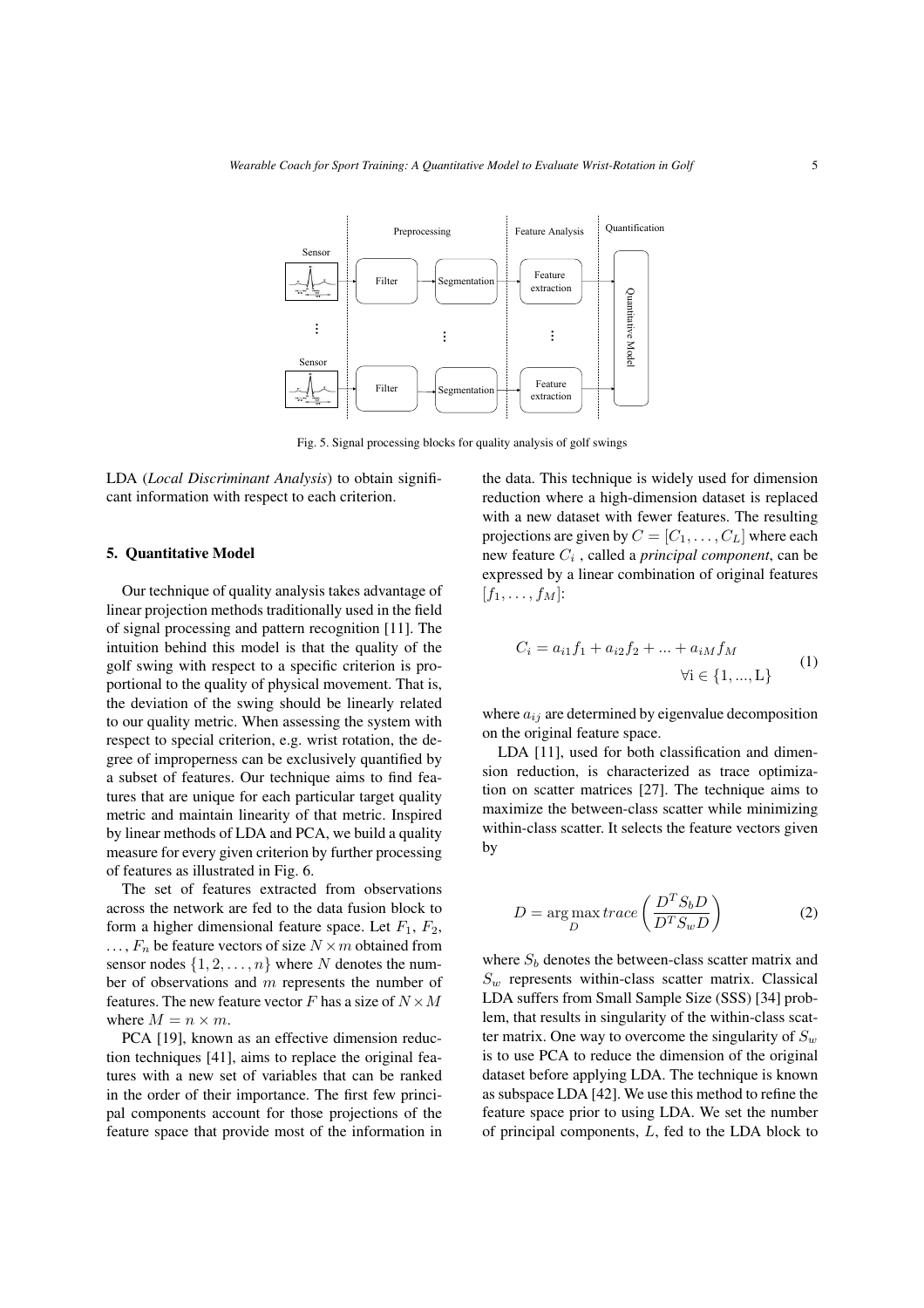Fig. 5. Signal processing blocks for quality analysis of golf swings

LDA (*Local Discriminant Analysis*) to obtain significant information with respect to each criterion.

## 5. Quantitative Model

Our technique of quality analysis takes advantage of linear projection methods traditionally used in the field of signal processing and pattern recognition [11]. The intuition behind this model is that the quality of the golf swing with respect to a specific criterion is proportional to the quality of physical movement. That is, the deviation of the swing should be linearly related to our quality metric. When assessing the system with respect to special criterion, e.g. wrist rotation, the degree of improperness can be exclusively quantified by a subset of features. Our technique aims to find features that are unique for each particular target quality metric and maintain linearity of that metric. Inspired by linear methods of LDA and PCA, we build a quality measure for every given criterion by further processing of features as illustrated in Fig. 6.

The set of features extracted from observations across the network are fed to the data fusion block to form a higher dimensional feature space. Let $F_1$, $F_2$, $\ldots$, $F_n$ be feature vectors of size $N \times m$ obtained from sensor nodes $\{1, 2, \ldots, n\}$ where $N$ denotes the number of observations and $m$ represents the number of features. The new feature vector $F$ has a size of $N \times M$ where $M = n \times m$.

PCA [19], known as an effective dimension reduction techniques [41], aims to replace the original features with a new set of variables that can be ranked in the order of their importance. The first few principal components account for those projections of the feature space that provide most of the information in the data. This technique is widely used for dimension reduction where a high-dimension dataset is replaced with a new dataset with fewer features. The resulting projections are given by $C = [C_1, \ldots, C_L]$ where each new feature $C_i$ , called a *principal component*, can be expressed by a linear combination of original features $[f_1, \ldots, f_M]$:

$$C_i = a_{i1}f_1 + a_{i2}f_2 + ... + a_{iM}f_M \qquad \forall \mathrm{i} \in \{1, ..., \mathrm{L}\} \tag{1}$$

where $a_{ij}$ are determined by eigenvalue decomposition on the original feature space.

LDA [11], used for both classification and dimension reduction, is characterized as trace optimization on scatter matrices [27]. The technique aims to maximize the between-class scatter while minimizing within-class scatter. It selects the feature vectors given by

$$D = \arg\max_{D} trace\left(\frac{D^T S_b D}{D^T S_w D}\right) \tag{2}$$

where $S_b$ denotes the between-class scatter matrix and $S_w$ represents within-class scatter matrix. Classical LDA suffers from Small Sample Size (SSS) [34] problem, that results in singularity of the within-class scatter matrix. One way to overcome the singularity of $S_w$ is to use PCA to reduce the dimension of the original dataset before applying LDA. The technique is known as subspace LDA [42]. We use this method to refine the feature space prior to using LDA. We set the number of principal components, $L$, fed to the LDA block to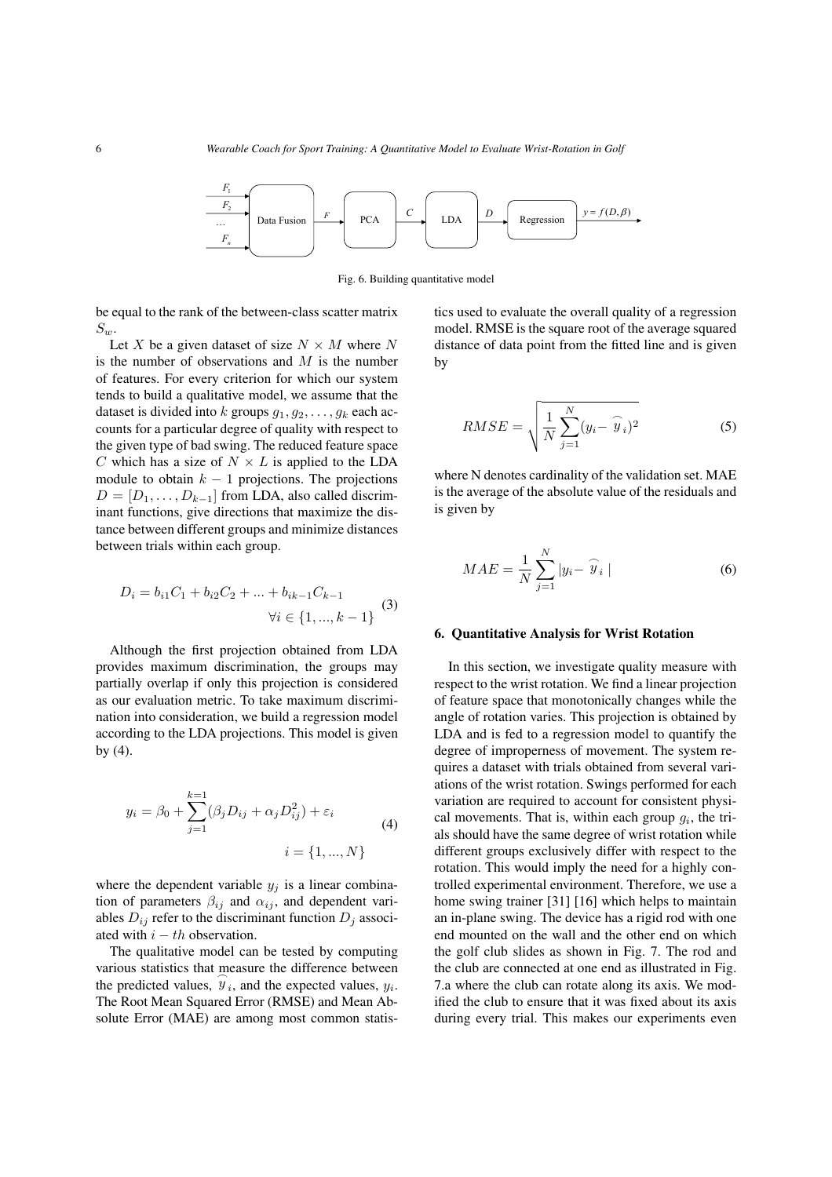Fig. 6. Building quantitative model

be equal to the rank of the between-class scatter matrix $S_w$.

Let $X$ be a given dataset of size $N \times M$ where $N$ is the number of observations and $M$ is the number of features. For every criterion for which our system tends to build a qualitative model, we assume that the dataset is divided into $k$ groups $g_1, g_2, \ldots, g_k$ each accounts for a particular degree of quality with respect to the given type of bad swing. The reduced feature space $C$ which has a size of $N \times L$ is applied to the LDA module to obtain $k-1$ projections. The projections $D = [D_1, \ldots, D_{k-1}]$ from LDA, also called discriminant functions, give directions that maximize the distance between different groups and minimize distances between trials within each group.

$$D_i = b_{i1}C_1 + b_{i2}C_2 + ... + b_{ik-1}C_{k-1} \quad \forall i \in \{1, ..., k-1\} \tag{3}$$

Although the first projection obtained from LDA provides maximum discrimination, the groups may partially overlap if only this projection is considered as our evaluation metric. To take maximum discrimination into consideration, we build a regression model according to the LDA projections. This model is given by (4).

$$y_i = \beta_0 + \sum_{j=1}^{k=1} (\beta_j D_{ij} + \alpha_j D_{ij}^2) + \varepsilon_i \quad i = \{1, ..., N\} \tag{4}$$

where the dependent variable $y_j$ is a linear combination of parameters $\beta_{ij}$ and $\alpha_{ij}$, and dependent variables $D_{ij}$ refer to the discriminant function $D_j$ associated with $i-th$ observation.

The qualitative model can be tested by computing various statistics that measure the difference between the predicted values, $\widehat{y}_i$, and the expected values, $y_i$. The Root Mean Squared Error (RMSE) and Mean Absolute Error (MAE) are among most common statistics used to evaluate the overall quality of a regression model. RMSE is the square root of the average squared distance of data point from the fitted line and is given by

$$RMSE = \sqrt{\frac{1}{N} \sum_{j=1}^{N} (y_i - \widehat{y}_i)^2} \tag{5}$$

where N denotes cardinality of the validation set. MAE is the average of the absolute value of the residuals and is given by

$$MAE = \frac{1}{N} \sum_{j=1}^{N} |y_i - \widehat{y}_i| \tag{6}$$

## 6. Quantitative Analysis for Wrist Rotation

In this section, we investigate quality measure with respect to the wrist rotation. We find a linear projection of feature space that monotonically changes while the angle of rotation varies. This projection is obtained by LDA and is fed to a regression model to quantify the degree of improperness of movement. The system requires a dataset with trials obtained from several variations of the wrist rotation. Swings performed for each variation are required to account for consistent physical movements. That is, within each group $g_i$, the trials should have the same degree of wrist rotation while different groups exclusively differ with respect to the rotation. This would imply the need for a highly controlled experimental environment. Therefore, we use a home swing trainer [31] [16] which helps to maintain an in-plane swing. The device has a rigid rod with one end mounted on the wall and the other end on which the golf club slides as shown in Fig. 7. The rod and the club are connected at one end as illustrated in Fig. 7.a where the club can rotate along its axis. We modified the club to ensure that it was fixed about its axis during every trial. This makes our experiments even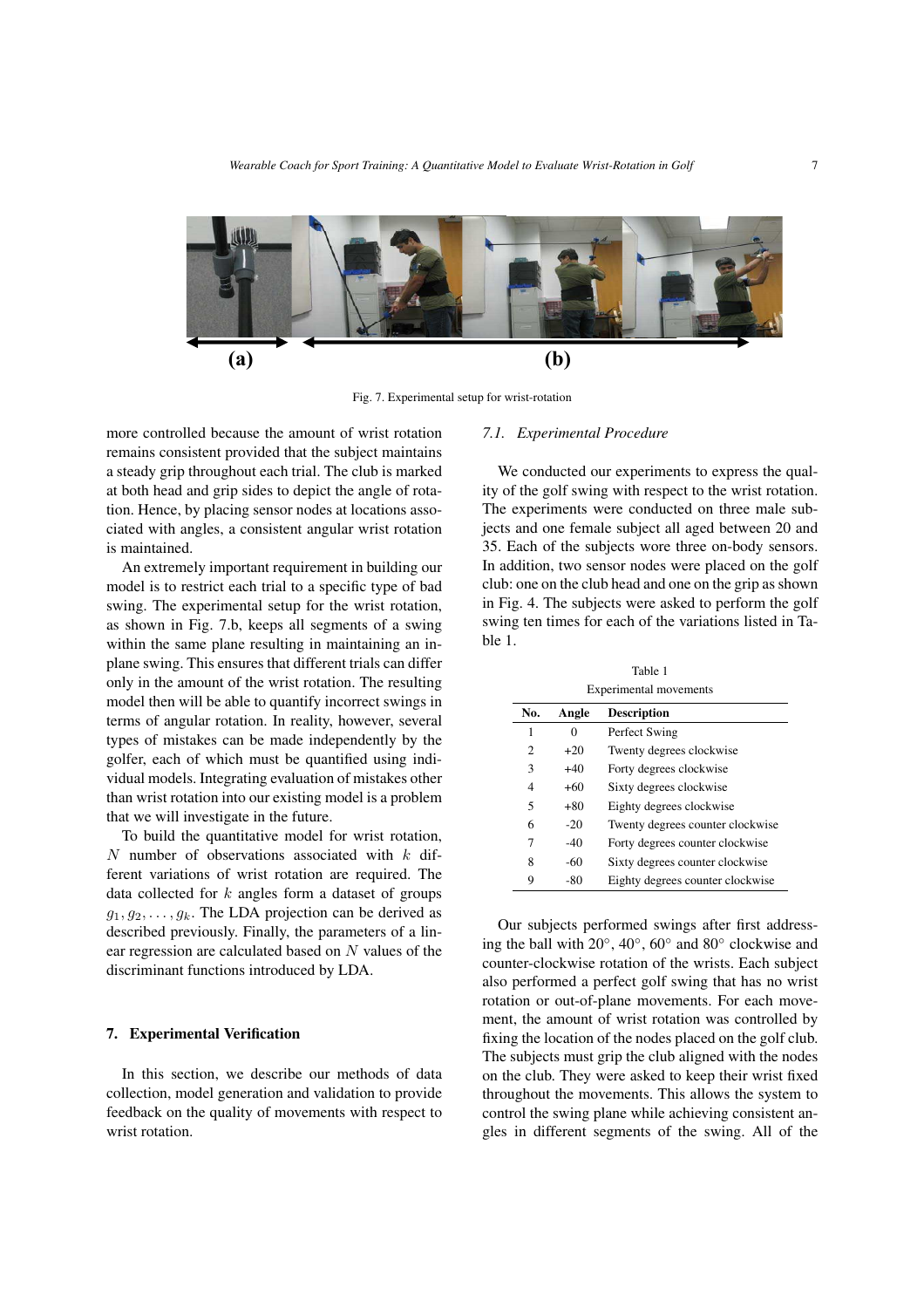Fig. 7. Experimental setup for wrist-rotation

more controlled because the amount of wrist rotation remains consistent provided that the subject maintains a steady grip throughout each trial. The club is marked at both head and grip sides to depict the angle of rotation. Hence, by placing sensor nodes at locations associated with angles, a consistent angular wrist rotation is maintained.

An extremely important requirement in building our model is to restrict each trial to a specific type of bad swing. The experimental setup for the wrist rotation, as shown in Fig. 7.b, keeps all segments of a swing within the same plane resulting in maintaining an in-plane swing. This ensures that different trials can differ only in the amount of the wrist rotation. The resulting model then will be able to quantify incorrect swings in terms of angular rotation. In reality, however, several types of mistakes can be made independently by the golfer, each of which must be quantified using individual models. Integrating evaluation of mistakes other than wrist rotation into our existing model is a problem that we will investigate in the future.

To build the quantitative model for wrist rotation, $N$ number of observations associated with $k$ different variations of wrist rotation are required. The data collected for $k$ angles form a dataset of groups $g_1, g_2, \ldots, g_k$. The LDA projection can be derived as described previously. Finally, the parameters of a linear regression are calculated based on $N$ values of the discriminant functions introduced by LDA.

## 7. Experimental Verification

In this section, we describe our methods of data collection, model generation and validation to provide feedback on the quality of movements with respect to wrist rotation.

### 7.1. Experimental Procedure

We conducted our experiments to express the quality of the golf swing with respect to the wrist rotation. The experiments were conducted on three male subjects and one female subject all aged between 20 and 35. Each of the subjects wore three on-body sensors. In addition, two sensor nodes were placed on the golf club: one on the club head and one on the grip as shown in Fig. 4. The subjects were asked to perform the golf swing ten times for each of the variations listed in Table 1.

Table 1
Experimental movements

| No. | Angle | Description |
|---|---|---|
| 1 | 0 | Perfect Swing |
| 2 | +20 | Twenty degrees clockwise |
| 3 | +40 | Forty degrees clockwise |
| 4 | +60 | Sixty degrees clockwise |
| 5 | +80 | Eighty degrees clockwise |
| 6 | -20 | Twenty degrees counter clockwise |
| 7 | -40 | Forty degrees counter clockwise |
| 8 | -60 | Sixty degrees counter clockwise |
| 9 | -80 | Eighty degrees counter clockwise |

Our subjects performed swings after first addressing the ball with $20°$, $40°$, $60°$ and $80°$ clockwise and counter-clockwise rotation of the wrists. Each subject also performed a perfect golf swing that has no wrist rotation or out-of-plane movements. For each movement, the amount of wrist rotation was controlled by fixing the location of the nodes placed on the golf club. The subjects must grip the club aligned with the nodes on the club. They were asked to keep their wrist fixed throughout the movements. This allows the system to control the swing plane while achieving consistent angles in different segments of the swing. All of the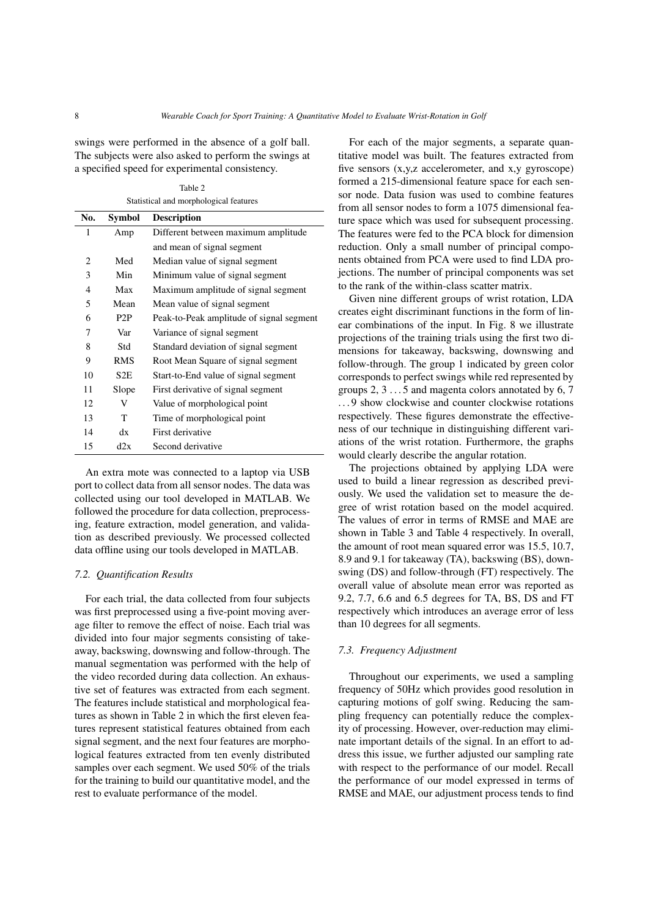swings were performed in the absence of a golf ball. The subjects were also asked to perform the swings at a specified speed for experimental consistency.

Table 2

Statistical and morphological features

| No. | Symbol | Description |
|---|---|---|
| 1 | Amp | Different between maximum amplitude and mean of signal segment |
| 2 | Med | Median value of signal segment |
| 3 | Min | Minimum value of signal segment |
| 4 | Max | Maximum amplitude of signal segment |
| 5 | Mean | Mean value of signal segment |
| 6 | P2P | Peak-to-Peak amplitude of signal segment |
| 7 | Var | Variance of signal segment |
| 8 | Std | Standard deviation of signal segment |
| 9 | RMS | Root Mean Square of signal segment |
| 10 | S2E | Start-to-End value of signal segment |
| 11 | Slope | First derivative of signal segment |
| 12 | V | Value of morphological point |
| 13 | T | Time of morphological point |
| 14 | dx | First derivative |
| 15 | d2x | Second derivative |

An extra mote was connected to a laptop via USB port to collect data from all sensor nodes. The data was collected using our tool developed in MATLAB. We followed the procedure for data collection, preprocessing, feature extraction, model generation, and validation as described previously. We processed collected data offline using our tools developed in MATLAB.

### 7.2. Quantification Results

For each trial, the data collected from four subjects was first preprocessed using a five-point moving average filter to remove the effect of noise. Each trial was divided into four major segments consisting of takeaway, backswing, downswing and follow-through. The manual segmentation was performed with the help of the video recorded during data collection. An exhaustive set of features was extracted from each segment. The features include statistical and morphological features as shown in Table 2 in which the first eleven features represent statistical features obtained from each signal segment, and the next four features are morphological features extracted from ten evenly distributed samples over each segment. We used 50% of the trials for the training to build our quantitative model, and the rest to evaluate performance of the model.

For each of the major segments, a separate quantitative model was built. The features extracted from five sensors (x,y,z accelerometer, and x,y gyroscope) formed a 215-dimensional feature space for each sensor node. Data fusion was used to combine features from all sensor nodes to form a 1075 dimensional feature space which was used for subsequent processing. The features were fed to the PCA block for dimension reduction. Only a small number of principal components obtained from PCA were used to find LDA projections. The number of principal components was set to the rank of the within-class scatter matrix.

Given nine different groups of wrist rotation, LDA creates eight discriminant functions in the form of linear combinations of the input. In Fig. 8 we illustrate projections of the training trials using the first two dimensions for takeaway, backswing, downswing and follow-through. The group 1 indicated by green color corresponds to perfect swings while red represented by groups 2, 3 ... 5 and magenta colors annotated by 6, 7 ... 9 show clockwise and counter clockwise rotations respectively. These figures demonstrate the effectiveness of our technique in distinguishing different variations of the wrist rotation. Furthermore, the graphs would clearly describe the angular rotation.

The projections obtained by applying LDA were used to build a linear regression as described previously. We used the validation set to measure the degree of wrist rotation based on the model acquired. The values of error in terms of RMSE and MAE are shown in Table 3 and Table 4 respectively. In overall, the amount of root mean squared error was 15.5, 10.7, 8.9 and 9.1 for takeaway (TA), backswing (BS), downswing (DS) and follow-through (FT) respectively. The overall value of absolute mean error was reported as 9.2, 7.7, 6.6 and 6.5 degrees for TA, BS, DS and FT respectively which introduces an average error of less than 10 degrees for all segments.

### 7.3. Frequency Adjustment

Throughout our experiments, we used a sampling frequency of 50Hz which provides good resolution in capturing motions of golf swing. Reducing the sampling frequency can potentially reduce the complexity of processing. However, over-reduction may eliminate important details of the signal. In an effort to address this issue, we further adjusted our sampling rate with respect to the performance of our model. Recall the performance of our model expressed in terms of RMSE and MAE, our adjustment process tends to find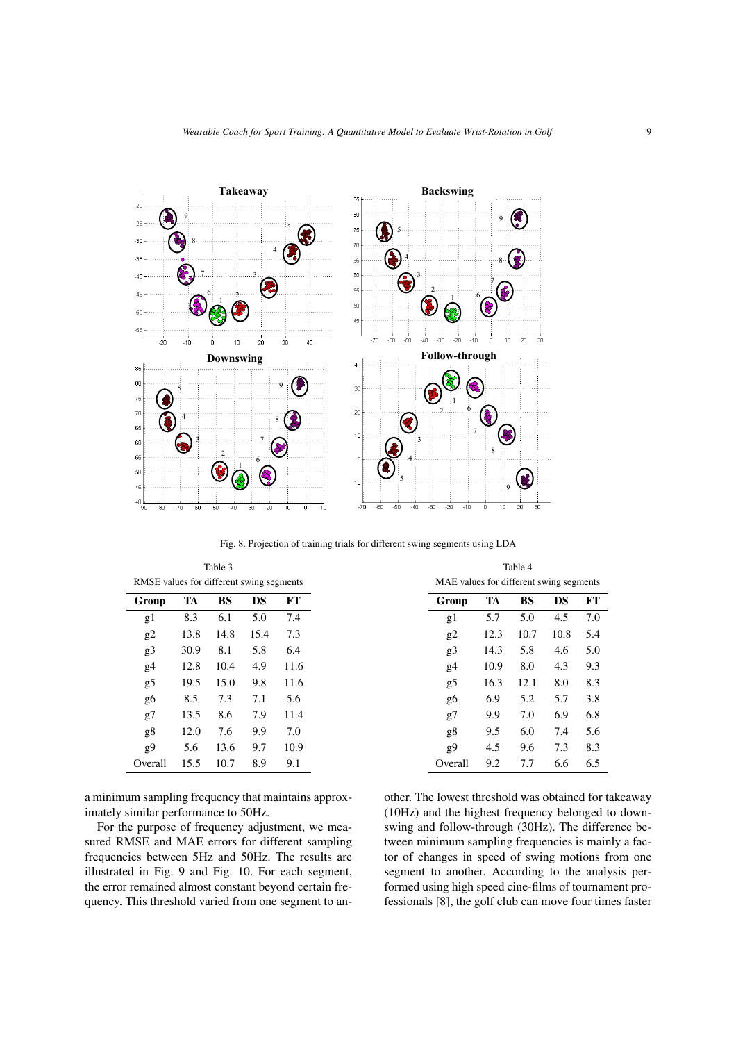Fig. 8. Projection of training trials for different swing segments using LDA

Table 3

RMSE values for different swing segments

| Group | TA | BS | DS | FT |
|---|---|---|---|---|
| g1 | 8.3 | 6.1 | 5.0 | 7.4 |
| g2 | 13.8 | 14.8 | 15.4 | 7.3 |
| g3 | 30.9 | 8.1 | 5.8 | 6.4 |
| g4 | 12.8 | 10.4 | 4.9 | 11.6 |
| g5 | 19.5 | 15.0 | 9.8 | 11.6 |
| g6 | 8.5 | 7.3 | 7.1 | 5.6 |
| g7 | 13.5 | 8.6 | 7.9 | 11.4 |
| g8 | 12.0 | 7.6 | 9.9 | 7.0 |
| g9 | 5.6 | 13.6 | 9.7 | 10.9 |
| Overall | 15.5 | 10.7 | 8.9 | 9.1 |

Table 4

MAE values for different swing segments

| Group | TA | BS | DS | FT |
|---|---|---|---|---|
| g1 | 5.7 | 5.0 | 4.5 | 7.0 |
| g2 | 12.3 | 10.7 | 10.8 | 5.4 |
| g3 | 14.3 | 5.8 | 4.6 | 5.0 |
| g4 | 10.9 | 8.0 | 4.3 | 9.3 |
| g5 | 16.3 | 12.1 | 8.0 | 8.3 |
| g6 | 6.9 | 5.2 | 5.7 | 3.8 |
| g7 | 9.9 | 7.0 | 6.9 | 6.8 |
| g8 | 9.5 | 6.0 | 7.4 | 5.6 |
| g9 | 4.5 | 9.6 | 7.3 | 8.3 |
| Overall | 9.2 | 7.7 | 6.6 | 6.5 |

a minimum sampling frequency that maintains approximately similar performance to 50Hz.

For the purpose of frequency adjustment, we measured RMSE and MAE errors for different sampling frequencies between 5Hz and 50Hz. The results are illustrated in Fig. 9 and Fig. 10. For each segment, the error remained almost constant beyond certain frequency. This threshold varied from one segment to another. The lowest threshold was obtained for takeaway (10Hz) and the highest frequency belonged to downswing and follow-through (30Hz). The difference between minimum sampling frequencies is mainly a factor of changes in speed of swing motions from one segment to another. According to the analysis performed using high speed cine-films of tournament professionals [8], the golf club can move four times faster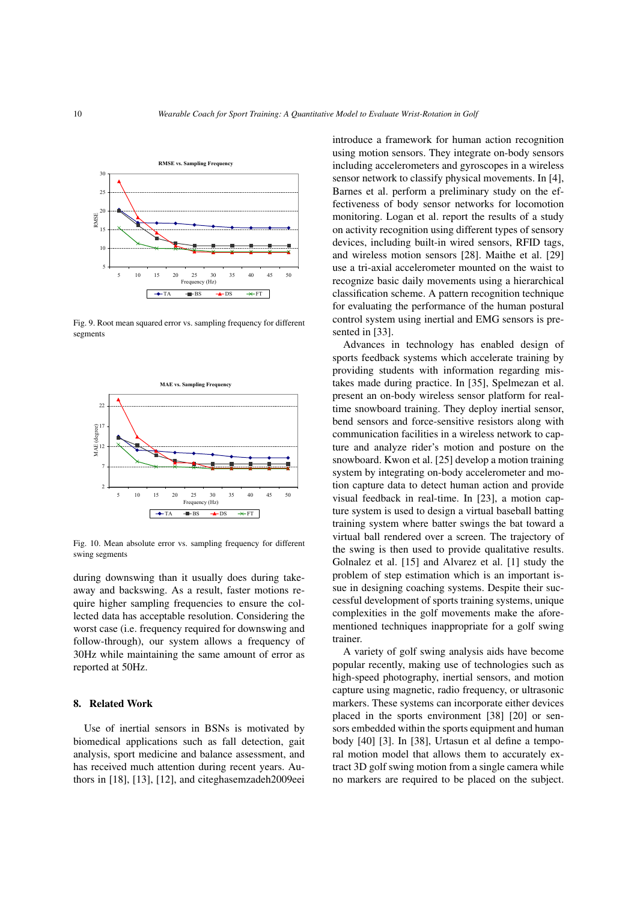Fig. 9. Root mean squared error vs. sampling frequency for different segments

Fig. 10. Mean absolute error vs. sampling frequency for different swing segments

during downswing than it usually does during take-away and backswing. As a result, faster motions require higher sampling frequencies to ensure the collected data has acceptable resolution. Considering the worst case (i.e. frequency required for downswing and follow-through), our system allows a frequency of 30Hz while maintaining the same amount of error as reported at 50Hz.

## 8. Related Work

Use of inertial sensors in BSNs is motivated by biomedical applications such as fall detection, gait analysis, sport medicine and balance assessment, and has received much attention during recent years. Authors in [18], [13], [12], and citeghasemzadeh2009eei introduce a framework for human action recognition using motion sensors. They integrate on-body sensors including accelerometers and gyroscopes in a wireless sensor network to classify physical movements. In [4], Barnes et al. perform a preliminary study on the effectiveness of body sensor networks for locomotion monitoring. Logan et al. report the results of a study on activity recognition using different types of sensory devices, including built-in wired sensors, RFID tags, and wireless motion sensors [28]. Maithe et al. [29] use a tri-axial accelerometer mounted on the waist to recognize basic daily movements using a hierarchical classification scheme. A pattern recognition technique for evaluating the performance of the human postural control system using inertial and EMG sensors is presented in [33].

Advances in technology has enabled design of sports feedback systems which accelerate training by providing students with information regarding mistakes made during practice. In [35], Spelmezan et al. present an on-body wireless sensor platform for real-time snowboard training. They deploy inertial sensor, bend sensors and force-sensitive resistors along with communication facilities in a wireless network to capture and analyze rider's motion and posture on the snowboard. Kwon et al. [25] develop a motion training system by integrating on-body accelerometer and motion capture data to detect human action and provide visual feedback in real-time. In [23], a motion capture system is used to design a virtual baseball batting training system where batter swings the bat toward a virtual ball rendered over a screen. The trajectory of the swing is then used to provide qualitative results. Golnalez et al. [15] and Alvarez et al. [1] study the problem of step estimation which is an important issue in designing coaching systems. Despite their successful development of sports training systems, unique complexities in the golf movements make the aforementioned techniques inappropriate for a golf swing trainer.

A variety of golf swing analysis aids have become popular recently, making use of technologies such as high-speed photography, inertial sensors, and motion capture using magnetic, radio frequency, or ultrasonic markers. These systems can incorporate either devices placed in the sports environment [38] [20] or sensors embedded within the sports equipment and human body [40] [3]. In [38], Urtasun et al define a temporal motion model that allows them to accurately extract 3D golf swing motion from a single camera while no markers are required to be placed on the subject.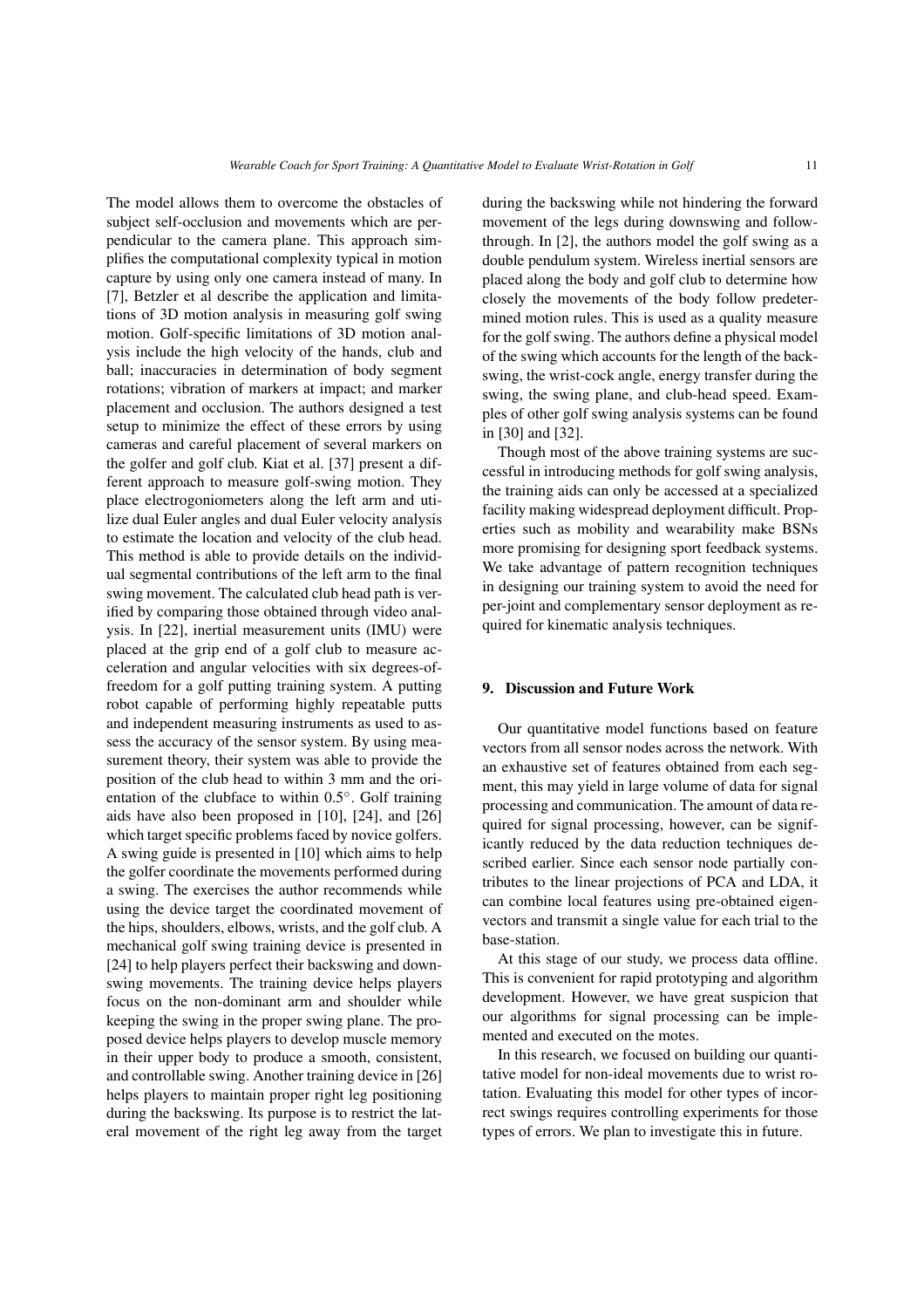The model allows them to overcome the obstacles of subject self-occlusion and movements which are perpendicular to the camera plane. This approach simplifies the computational complexity typical in motion capture by using only one camera instead of many. In [7], Betzler et al describe the application and limitations of 3D motion analysis in measuring golf swing motion. Golf-specific limitations of 3D motion analysis include the high velocity of the hands, club and ball; inaccuracies in determination of body segment rotations; vibration of markers at impact; and marker placement and occlusion. The authors designed a test setup to minimize the effect of these errors by using cameras and careful placement of several markers on the golfer and golf club. Kiat et al. [37] present a different approach to measure golf-swing motion. They place electrogoniometers along the left arm and utilize dual Euler angles and dual Euler velocity analysis to estimate the location and velocity of the club head. This method is able to provide details on the individual segmental contributions of the left arm to the final swing movement. The calculated club head path is verified by comparing those obtained through video analysis. In [22], inertial measurement units (IMU) were placed at the grip end of a golf club to measure acceleration and angular velocities with six degrees-of-freedom for a golf putting training system. A putting robot capable of performing highly repeatable putts and independent measuring instruments as used to assess the accuracy of the sensor system. By using measurement theory, their system was able to provide the position of the club head to within 3 mm and the orientation of the clubface to within $0.5^{\circ}$. Golf training aids have also been proposed in [10], [24], and [26] which target specific problems faced by novice golfers. A swing guide is presented in [10] which aims to help the golfer coordinate the movements performed during a swing. The exercises the author recommends while using the device target the coordinated movement of the hips, shoulders, elbows, wrists, and the golf club. A mechanical golf swing training device is presented in [24] to help players perfect their backswing and downswing movements. The training device helps players focus on the non-dominant arm and shoulder while keeping the swing in the proper swing plane. The proposed device helps players to develop muscle memory in their upper body to produce a smooth, consistent, and controllable swing. Another training device in [26] helps players to maintain proper right leg positioning during the backswing. Its purpose is to restrict the lateral movement of the right leg away from the target during the backswing while not hindering the forward movement of the legs during downswing and follow-through. In [2], the authors model the golf swing as a double pendulum system. Wireless inertial sensors are placed along the body and golf club to determine how closely the movements of the body follow predetermined motion rules. This is used as a quality measure for the golf swing. The authors define a physical model of the swing which accounts for the length of the backswing, the wrist-cock angle, energy transfer during the swing, the swing plane, and club-head speed. Examples of other golf swing analysis systems can be found in [30] and [32].

Though most of the above training systems are successful in introducing methods for golf swing analysis, the training aids can only be accessed at a specialized facility making widespread deployment difficult. Properties such as mobility and wearability make BSNs more promising for designing sport feedback systems. We take advantage of pattern recognition techniques in designing our training system to avoid the need for per-joint and complementary sensor deployment as required for kinematic analysis techniques.

## 9. Discussion and Future Work

Our quantitative model functions based on feature vectors from all sensor nodes across the network. With an exhaustive set of features obtained from each segment, this may yield in large volume of data for signal processing and communication. The amount of data required for signal processing, however, can be significantly reduced by the data reduction techniques described earlier. Since each sensor node partially contributes to the linear projections of PCA and LDA, it can combine local features using pre-obtained eigenvectors and transmit a single value for each trial to the base-station.

At this stage of our study, we process data offline. This is convenient for rapid prototyping and algorithm development. However, we have great suspicion that our algorithms for signal processing can be implemented and executed on the motes.

In this research, we focused on building our quantitative model for non-ideal movements due to wrist rotation. Evaluating this model for other types of incorrect swings requires controlling experiments for those types of errors. We plan to investigate this in future.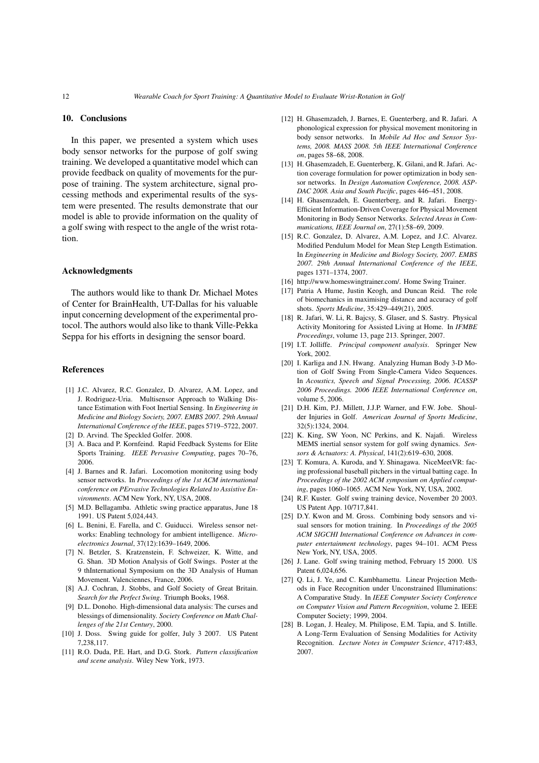## 10. Conclusions

In this paper, we presented a system which uses body sensor networks for the purpose of golf swing training. We developed a quantitative model which can provide feedback on quality of movements for the purpose of training. The system architecture, signal processing methods and experimental results of the system were presented. The results demonstrate that our model is able to provide information on the quality of a golf swing with respect to the angle of the wrist rotation.

### Acknowledgments

The authors would like to thank Dr. Michael Motes of Center for BrainHealth, UT-Dallas for his valuable input concerning development of the experimental protocol. The authors would also like to thank Ville-Pekka Seppa for his efforts in designing the sensor board.

### References

[1] J.C. Alvarez, R.C. Gonzalez, D. Alvarez, A.M. Lopez, and J. Rodriguez-Uria. Multisensor Approach to Walking Distance Estimation with Foot Inertial Sensing. In *Engineering in Medicine and Biology Society, 2007. EMBS 2007. 29th Annual International Conference of the IEEE*, pages 5719–5722, 2007.

[2] D. Arvind. The Speckled Golfer. 2008.

[3] A. Baca and P. Kornfeind. Rapid Feedback Systems for Elite Sports Training. *IEEE Pervasive Computing*, pages 70–76, 2006.

[4] J. Barnes and R. Jafari. Locomotion monitoring using body sensor networks. In *Proceedings of the 1st ACM international conference on PErvasive Technologies Related to Assistive Environments*. ACM New York, NY, USA, 2008.

[5] M.D. Bellagamba. Athletic swing practice apparatus, June 18 1991. US Patent 5,024,443.

[6] L. Benini, E. Farella, and C. Guiducci. Wireless sensor networks: Enabling technology for ambient intelligence. *Microelectronics Journal*, 37(12):1639–1649, 2006.

[7] N. Betzler, S. Kratzenstein, F. Schweizer, K. Witte, and G. Shan. 3D Motion Analysis of Golf Swings. Poster at the 9 thInternational Symposium on the 3D Analysis of Human Movement. Valenciennes, France, 2006.

[8] A.J. Cochran, J. Stobbs, and Golf Society of Great Britain. *Search for the Perfect Swing*. Triumph Books, 1968.

[9] D.L. Donoho. High-dimensional data analysis: The curses and blessings of dimensionality. *Society Conference on Math Challenges of the 21st Century*, 2000.

[10] J. Doss. Swing guide for golfer, July 3 2007. US Patent 7,238,117.

[11] R.O. Duda, P.E. Hart, and D.G. Stork. *Pattern classification and scene analysis*. Wiley New York, 1973.

[12] H. Ghasemzadeh, J. Barnes, E. Guenterberg, and R. Jafari. A phonological expression for physical movement monitoring in body sensor networks. In *Mobile Ad Hoc and Sensor Systems, 2008. MASS 2008. 5th IEEE International Conference on*, pages 58–68, 2008.

[13] H. Ghasemzadeh, E. Guenterberg, K. Gilani, and R. Jafari. Action coverage formulation for power optimization in body sensor networks. In *Design Automation Conference, 2008. ASP-DAC 2008. Asia and South Pacific*, pages 446–451, 2008.

[14] H. Ghasemzadeh, E. Guenterberg, and R. Jafari. Energy-Efficient Information-Driven Coverage for Physical Movement Monitoring in Body Sensor Networks. *Selected Areas in Communications, IEEE Journal on*, 27(1):58–69, 2009.

[15] R.C. Gonzalez, D. Alvarez, A.M. Lopez, and J.C. Alvarez. Modified Pendulum Model for Mean Step Length Estimation. In *Engineering in Medicine and Biology Society, 2007. EMBS 2007. 29th Annual International Conference of the IEEE*, pages 1371–1374, 2007.

[16] http://www.homeswingtrainer.com/. Home Swing Trainer.

[17] Patria A Hume, Justin Keogh, and Duncan Reid. The role of biomechanics in maximising distance and accuracy of golf shots. *Sports Medicine*, 35:429–449(21), 2005.

[18] R. Jafari, W. Li, R. Bajcsy, S. Glaser, and S. Sastry. Physical Activity Monitoring for Assisted Living at Home. In *IFMBE Proceedings*, volume 13, page 213. Springer, 2007.

[19] I.T. Jolliffe. *Principal component analysis*. Springer New York, 2002.

[20] I. Karliga and J.N. Hwang. Analyzing Human Body 3-D Motion of Golf Swing From Single-Camera Video Sequences. In *Acoustics, Speech and Signal Processing, 2006. ICASSP 2006 Proceedings. 2006 IEEE International Conference on*, volume 5, 2006.

[21] D.H. Kim, P.J. Millett, J.J.P. Warner, and F.W. Jobe. Shoulder Injuries in Golf. *American Journal of Sports Medicine*, 32(5):1324, 2004.

[22] K. King, SW Yoon, NC Perkins, and K. Najafi. Wireless MEMS inertial sensor system for golf swing dynamics. *Sensors & Actuators: A. Physical*, 141(2):619–630, 2008.

[23] T. Komura, A. Kuroda, and Y. Shinagawa. NiceMeetVR: facing professional baseball pitchers in the virtual batting cage. In *Proceedings of the 2002 ACM symposium on Applied computing*, pages 1060–1065. ACM New York, NY, USA, 2002.

[24] R.F. Kuster. Golf swing training device, November 20 2003. US Patent App. 10/717,841.

[25] D.Y. Kwon and M. Gross. Combining body sensors and visual sensors for motion training. In *Proceedings of the 2005 ACM SIGCHI International Conference on Advances in computer entertainment technology*, pages 94–101. ACM Press New York, NY, USA, 2005.

[26] J. Lane. Golf swing training method, February 15 2000. US Patent 6,024,656.

[27] Q. Li, J. Ye, and C. Kambhamettu. Linear Projection Methods in Face Recognition under Unconstrained Illuminations: A Comparative Study. In *IEEE Computer Society Conference on Computer Vision and Pattern Recognition*, volume 2. IEEE Computer Society; 1999, 2004.

[28] B. Logan, J. Healey, M. Philipose, E.M. Tapia, and S. Intille. A Long-Term Evaluation of Sensing Modalities for Activity Recognition. *Lecture Notes in Computer Science*, 4717:483, 2007.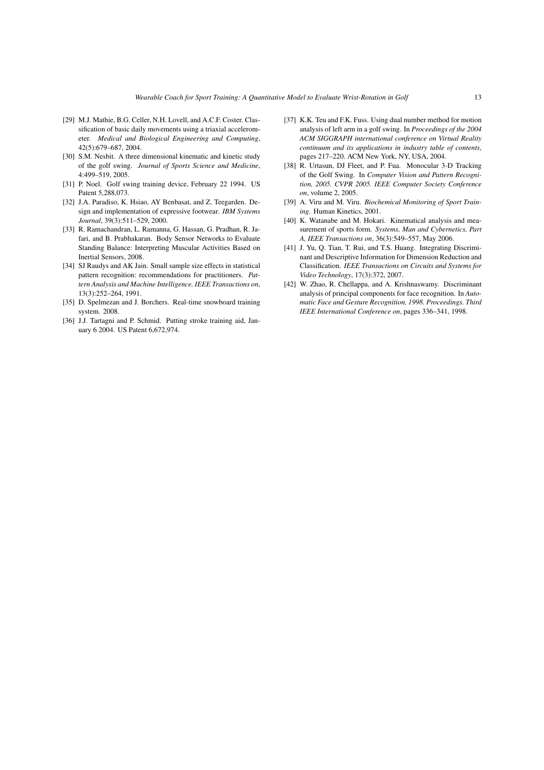[29] M.J. Mathie, B.G. Celler, N.H. Lovell, and A.C.F. Coster. Classification of basic daily movements using a triaxial accelerometer. *Medical and Biological Engineering and Computing*, 42(5):679–687, 2004.

[30] S.M. Nesbit. A three dimensional kinematic and kinetic study of the golf swing. *Journal of Sports Science and Medicine*, 4:499–519, 2005.

[31] P. Noel. Golf swing training device, February 22 1994. US Patent 5,288,073.

[32] J.A. Paradiso, K. Hsiao, AY Benbasat, and Z. Teegarden. Design and implementation of expressive footwear. *IBM Systems Journal*, 39(3):511–529, 2000.

[33] R. Ramachandran, L. Ramanna, G. Hassan, G. Pradhan, R. Jafari, and B. Prabhakaran. Body Sensor Networks to Evaluate Standing Balance: Interpreting Muscular Activities Based on Inertial Sensors, 2008.

[34] SJ Raudys and AK Jain. Small sample size effects in statistical pattern recognition: recommendations for practitioners. *Pattern Analysis and Machine Intelligence, IEEE Transactions on*, 13(3):252–264, 1991.

[35] D. Spelmezan and J. Borchers. Real-time snowboard training system. 2008.

[36] J.J. Tartagni and P. Schmid. Putting stroke training aid, January 6 2004. US Patent 6,672,974.

[37] K.K. Teu and F.K. Fuss. Using dual number method for motion analysis of left arm in a golf swing. In *Proceedings of the 2004 ACM SIGGRAPH international conference on Virtual Reality continuum and its applications in industry table of contents*, pages 217–220. ACM New York, NY, USA, 2004.

[38] R. Urtasun, DJ Fleet, and P. Fua. Monocular 3-D Tracking of the Golf Swing. In *Computer Vision and Pattern Recognition, 2005. CVPR 2005. IEEE Computer Society Conference on*, volume 2, 2005.

[39] A. Viru and M. Viru. *Biochemical Monitoring of Sport Training*. Human Kinetics, 2001.

[40] K. Watanabe and M. Hokari. Kinematical analysis and measurement of sports form. *Systems, Man and Cybernetics, Part A, IEEE Transactions on*, 36(3):549–557, May 2006.

[41] J. Yu, Q. Tian, T. Rui, and T.S. Huang. Integrating Discriminant and Descriptive Information for Dimension Reduction and Classification. *IEEE Transactions on Circuits and Systems for Video Technology*, 17(3):372, 2007.

[42] W. Zhao, R. Chellappa, and A. Krishnaswamy. Discriminant analysis of principal components for face recognition. In *Automatic Face and Gesture Recognition, 1998. Proceedings. Third IEEE International Conference on*, pages 336–341, 1998.